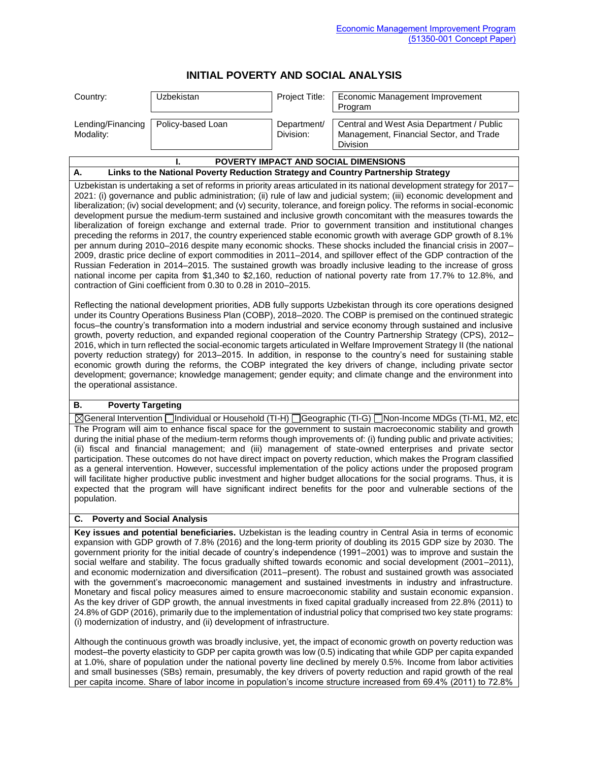Economic Management Improvement Program (51350-001 Concept Paper)

# INITIAL POVERTY AND SOCIAL ANALYSIS

| Country: | Uzbekistan | Project Title: | Economic Management Improvement Program |
|---|---|---|---|
| Lending/Financing Modality: | Policy-based Loan | Department/ Division: | Central and West Asia Department / Public Management, Financial Sector, and Trade Division |

## I. POVERTY IMPACT AND SOCIAL DIMENSIONS

### A. Links to the National Poverty Reduction Strategy and Country Partnership Strategy

Uzbekistan is undertaking a set of reforms in priority areas articulated in its national development strategy for 2017–2021: (i) governance and public administration; (ii) rule of law and judicial system; (iii) economic development and liberalization; (iv) social development; and (v) security, tolerance, and foreign policy. The reforms in social-economic development pursue the medium-term sustained and inclusive growth concomitant with the measures towards the liberalization of foreign exchange and external trade. Prior to government transition and institutional changes preceding the reforms in 2017, the country experienced stable economic growth with average GDP growth of 8.1% per annum during 2010–2016 despite many economic shocks. These shocks included the financial crisis in 2007–2009, drastic price decline of export commodities in 2011–2014, and spillover effect of the GDP contraction of the Russian Federation in 2014–2015. The sustained growth was broadly inclusive leading to the increase of gross national income per capita from $1,340 to $2,160, reduction of national poverty rate from 17.7% to 12.8%, and contraction of Gini coefficient from 0.30 to 0.28 in 2010–2015.

Reflecting the national development priorities, ADB fully supports Uzbekistan through its core operations designed under its Country Operations Business Plan (COBP), 2018–2020. The COBP is premised on the continued strategic focus–the country's transformation into a modern industrial and service economy through sustained and inclusive growth, poverty reduction, and expanded regional cooperation of the Country Partnership Strategy (CPS), 2012–2016, which in turn reflected the social-economic targets articulated in Welfare Improvement Strategy II (the national poverty reduction strategy) for 2013–2015. In addition, in response to the country's need for sustaining stable economic growth during the reforms, the COBP integrated the key drivers of change, including private sector development; governance; knowledge management; gender equity; and climate change and the environment into the operational assistance.

### B. Poverty Targeting

☒General Intervention ☐Individual or Household (TI-H) ☐Geographic (TI-G) ☐Non-Income MDGs (TI-M1, M2, etc

The Program will aim to enhance fiscal space for the government to sustain macroeconomic stability and growth during the initial phase of the medium-term reforms though improvements of: (i) funding public and private activities; (ii) fiscal and financial management; and (iii) management of state-owned enterprises and private sector participation. These outcomes do not have direct impact on poverty reduction, which makes the Program classified as a general intervention. However, successful implementation of the policy actions under the proposed program will facilitate higher productive public investment and higher budget allocations for the social programs. Thus, it is expected that the program will have significant indirect benefits for the poor and vulnerable sections of the population.

### C. Poverty and Social Analysis

**Key issues and potential beneficiaries.** Uzbekistan is the leading country in Central Asia in terms of economic expansion with GDP growth of 7.8% (2016) and the long-term priority of doubling its 2015 GDP size by 2030. The government priority for the initial decade of country's independence (1991–2001) was to improve and sustain the social welfare and stability. The focus gradually shifted towards economic and social development (2001–2011), and economic modernization and diversification (2011–present). The robust and sustained growth was associated with the government's macroeconomic management and sustained investments in industry and infrastructure. Monetary and fiscal policy measures aimed to ensure macroeconomic stability and sustain economic expansion. As the key driver of GDP growth, the annual investments in fixed capital gradually increased from 22.8% (2011) to 24.8% of GDP (2016), primarily due to the implementation of industrial policy that comprised two key state programs: (i) modernization of industry, and (ii) development of infrastructure.

Although the continuous growth was broadly inclusive, yet, the impact of economic growth on poverty reduction was modest–the poverty elasticity to GDP per capita growth was low (0.5) indicating that while GDP per capita expanded at 1.0%, share of population under the national poverty line declined by merely 0.5%. Income from labor activities and small businesses (SBs) remain, presumably, the key drivers of poverty reduction and rapid growth of the real per capita income. Share of labor income in population's income structure increased from 69.4% (2011) to 72.8%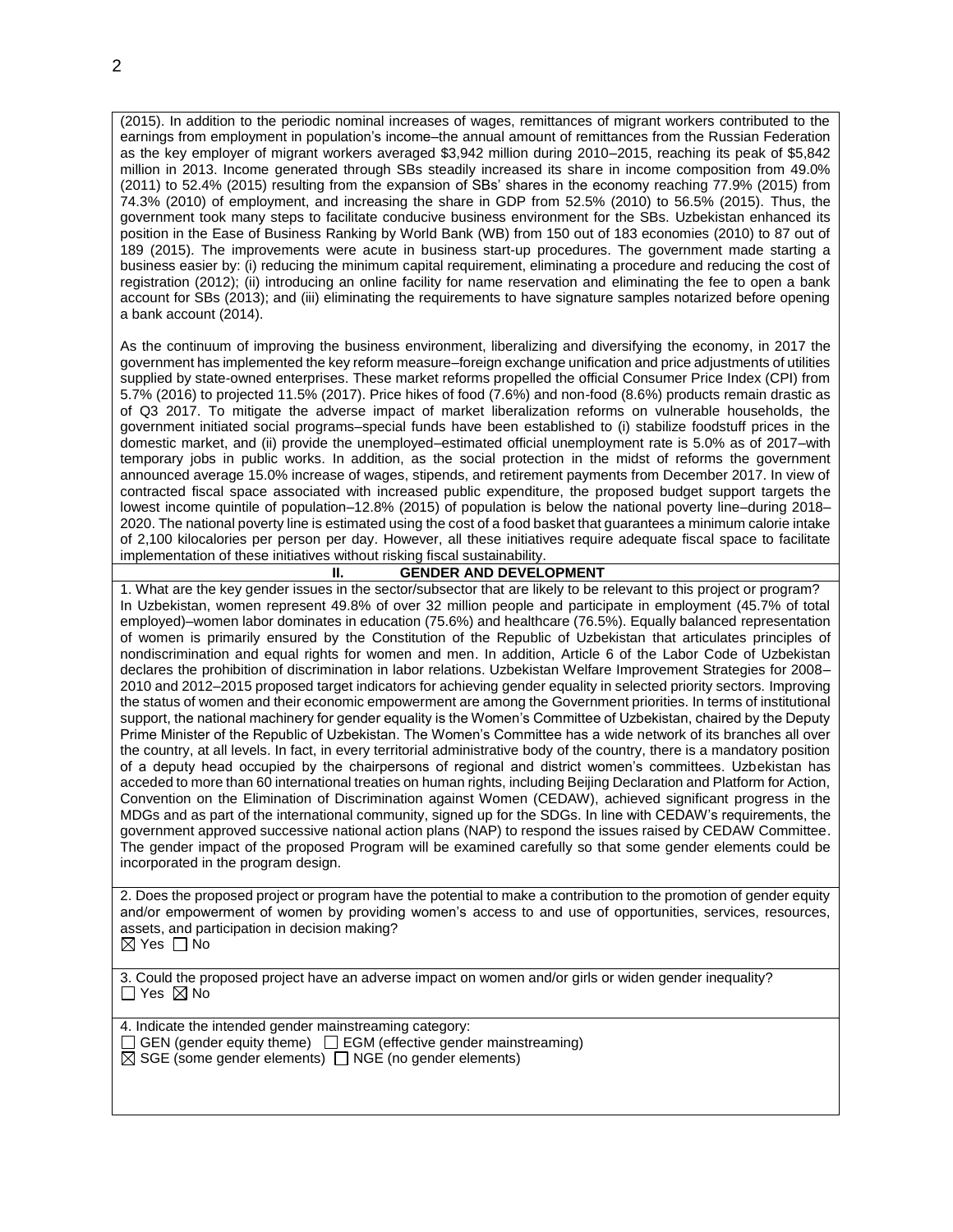(2015). In addition to the periodic nominal increases of wages, remittances of migrant workers contributed to the earnings from employment in population's income–the annual amount of remittances from the Russian Federation as the key employer of migrant workers averaged $3,942 million during 2010–2015, reaching its peak of $5,842 million in 2013. Income generated through SBs steadily increased its share in income composition from 49.0% (2011) to 52.4% (2015) resulting from the expansion of SBs' shares in the economy reaching 77.9% (2015) from 74.3% (2010) of employment, and increasing the share in GDP from 52.5% (2010) to 56.5% (2015). Thus, the government took many steps to facilitate conducive business environment for the SBs. Uzbekistan enhanced its position in the Ease of Business Ranking by World Bank (WB) from 150 out of 183 economies (2010) to 87 out of 189 (2015). The improvements were acute in business start-up procedures. The government made starting a business easier by: (i) reducing the minimum capital requirement, eliminating a procedure and reducing the cost of registration (2012); (ii) introducing an online facility for name reservation and eliminating the fee to open a bank account for SBs (2013); and (iii) eliminating the requirements to have signature samples notarized before opening a bank account (2014).

As the continuum of improving the business environment, liberalizing and diversifying the economy, in 2017 the government has implemented the key reform measure–foreign exchange unification and price adjustments of utilities supplied by state-owned enterprises. These market reforms propelled the official Consumer Price Index (CPI) from 5.7% (2016) to projected 11.5% (2017). Price hikes of food (7.6%) and non-food (8.6%) products remain drastic as of Q3 2017. To mitigate the adverse impact of market liberalization reforms on vulnerable households, the government initiated social programs–special funds have been established to (i) stabilize foodstuff prices in the domestic market, and (ii) provide the unemployed–estimated official unemployment rate is 5.0% as of 2017–with temporary jobs in public works. In addition, as the social protection in the midst of reforms the government announced average 15.0% increase of wages, stipends, and retirement payments from December 2017. In view of contracted fiscal space associated with increased public expenditure, the proposed budget support targets the lowest income quintile of population–12.8% (2015) of population is below the national poverty line–during 2018–2020. The national poverty line is estimated using the cost of a food basket that guarantees a minimum calorie intake of 2,100 kilocalories per person per day. However, all these initiatives require adequate fiscal space to facilitate implementation of these initiatives without risking fiscal sustainability.

## II. GENDER AND DEVELOPMENT

1. What are the key gender issues in the sector/subsector that are likely to be relevant to this project or program?

In Uzbekistan, women represent 49.8% of over 32 million people and participate in employment (45.7% of total employed)–women labor dominates in education (75.6%) and healthcare (76.5%). Equally balanced representation of women is primarily ensured by the Constitution of the Republic of Uzbekistan that articulates principles of nondiscrimination and equal rights for women and men. In addition, Article 6 of the Labor Code of Uzbekistan declares the prohibition of discrimination in labor relations. Uzbekistan Welfare Improvement Strategies for 2008–2010 and 2012–2015 proposed target indicators for achieving gender equality in selected priority sectors. Improving the status of women and their economic empowerment are among the Government priorities. In terms of institutional support, the national machinery for gender equality is the Women's Committee of Uzbekistan, chaired by the Deputy Prime Minister of the Republic of Uzbekistan. The Women's Committee has a wide network of its branches all over the country, at all levels. In fact, in every territorial administrative body of the country, there is a mandatory position of a deputy head occupied by the chairpersons of regional and district women's committees. Uzbekistan has acceded to more than 60 international treaties on human rights, including Beijing Declaration and Platform for Action, Convention on the Elimination of Discrimination against Women (CEDAW), achieved significant progress in the MDGs and as part of the international community, signed up for the SDGs. In line with CEDAW's requirements, the government approved successive national action plans (NAP) to respond the issues raised by CEDAW Committee. The gender impact of the proposed Program will be examined carefully so that some gender elements could be incorporated in the program design.

2. Does the proposed project or program have the potential to make a contribution to the promotion of gender equity and/or empowerment of women by providing women's access to and use of opportunities, services, resources, assets, and participation in decision making?

☒ Yes ☐ No

3. Could the proposed project have an adverse impact on women and/or girls or widen gender inequality?

☐ Yes ☒ No

4. Indicate the intended gender mainstreaming category:

☐ GEN (gender equity theme) ☐ EGM (effective gender mainstreaming)
☒ SGE (some gender elements) ☐ NGE (no gender elements)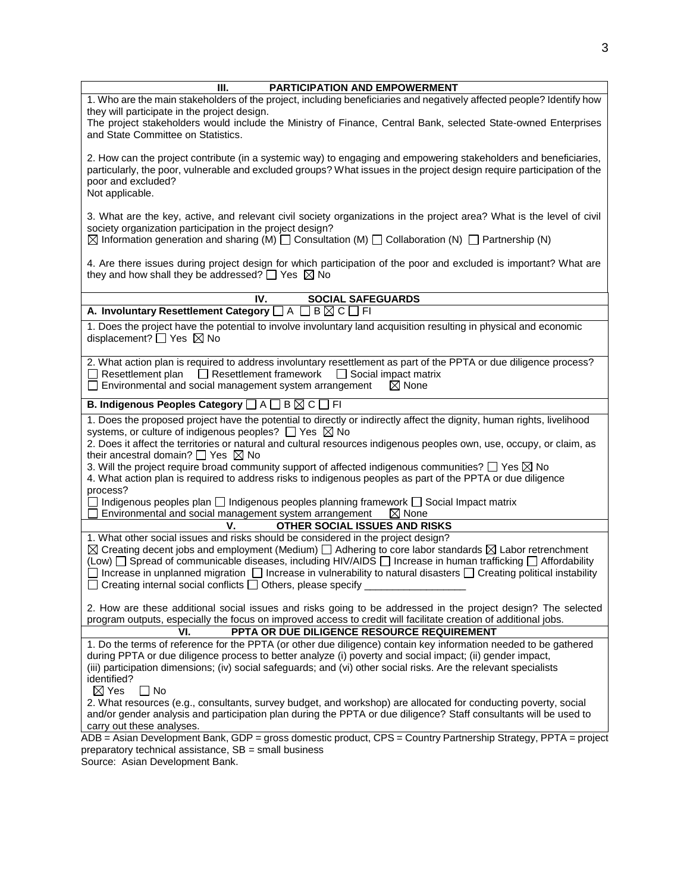## III. PARTICIPATION AND EMPOWERMENT

1. Who are the main stakeholders of the project, including beneficiaries and negatively affected people? Identify how they will participate in the project design.
The project stakeholders would include the Ministry of Finance, Central Bank, selected State-owned Enterprises and State Committee on Statistics.

2. How can the project contribute (in a systemic way) to engaging and empowering stakeholders and beneficiaries, particularly, the poor, vulnerable and excluded groups? What issues in the project design require participation of the poor and excluded?
Not applicable.

3. What are the key, active, and relevant civil society organizations in the project area? What is the level of civil society organization participation in the project design?
☒ Information generation and sharing (M) ☐ Consultation (M) ☐ Collaboration (N) ☐ Partnership (N)

4. Are there issues during project design for which participation of the poor and excluded is important? What are they and how shall they be addressed? ☐ Yes ☒ No

## IV. SOCIAL SAFEGUARDS

**A. Involuntary Resettlement Category** ☐ A ☐ B ☒ C ☐ FI

1. Does the project have the potential to involve involuntary land acquisition resulting in physical and economic displacement? ☐ Yes ☒ No

2. What action plan is required to address involuntary resettlement as part of the PPTA or due diligence process?
☐ Resettlement plan ☐ Resettlement framework ☐ Social impact matrix
☐ Environmental and social management system arrangement ☒ None

**B. Indigenous Peoples Category** ☐ A ☐ B ☒ C ☐ FI

1. Does the proposed project have the potential to directly or indirectly affect the dignity, human rights, livelihood systems, or culture of indigenous peoples? ☐ Yes ☒ No
2. Does it affect the territories or natural and cultural resources indigenous peoples own, use, occupy, or claim, as their ancestral domain? ☐ Yes ☒ No
3. Will the project require broad community support of affected indigenous communities? ☐ Yes ☒ No
4. What action plan is required to address risks to indigenous peoples as part of the PPTA or due diligence process?
☐ Indigenous peoples plan ☐ Indigenous peoples planning framework ☐ Social Impact matrix
☐ Environmental and social management system arrangement ☒ None

## V. OTHER SOCIAL ISSUES AND RISKS

1. What other social issues and risks should be considered in the project design?
☒ Creating decent jobs and employment (Medium) ☐ Adhering to core labor standards ☒ Labor retrenchment (Low) ☐ Spread of communicable diseases, including HIV/AIDS ☐ Increase in human trafficking ☐ Affordability ☐ Increase in unplanned migration ☐ Increase in vulnerability to natural disasters ☐ Creating political instability ☐ Creating internal social conflicts ☐ Others, please specify ________________

2. How are these additional social issues and risks going to be addressed in the project design? The selected program outputs, especially the focus on improved access to credit will facilitate creation of additional jobs.

## VI. PPTA OR DUE DILIGENCE RESOURCE REQUIREMENT

1. Do the terms of reference for the PPTA (or other due diligence) contain key information needed to be gathered during PPTA or due diligence process to better analyze (i) poverty and social impact; (ii) gender impact, (iii) participation dimensions; (iv) social safeguards; and (vi) other social risks. Are the relevant specialists identified?
☒ Yes ☐ No

2. What resources (e.g., consultants, survey budget, and workshop) are allocated for conducting poverty, social and/or gender analysis and participation plan during the PPTA or due diligence? Staff consultants will be used to carry out these analyses.

ADB = Asian Development Bank, GDP = gross domestic product, CPS = Country Partnership Strategy, PPTA = project preparatory technical assistance, SB = small business
Source: Asian Development Bank.